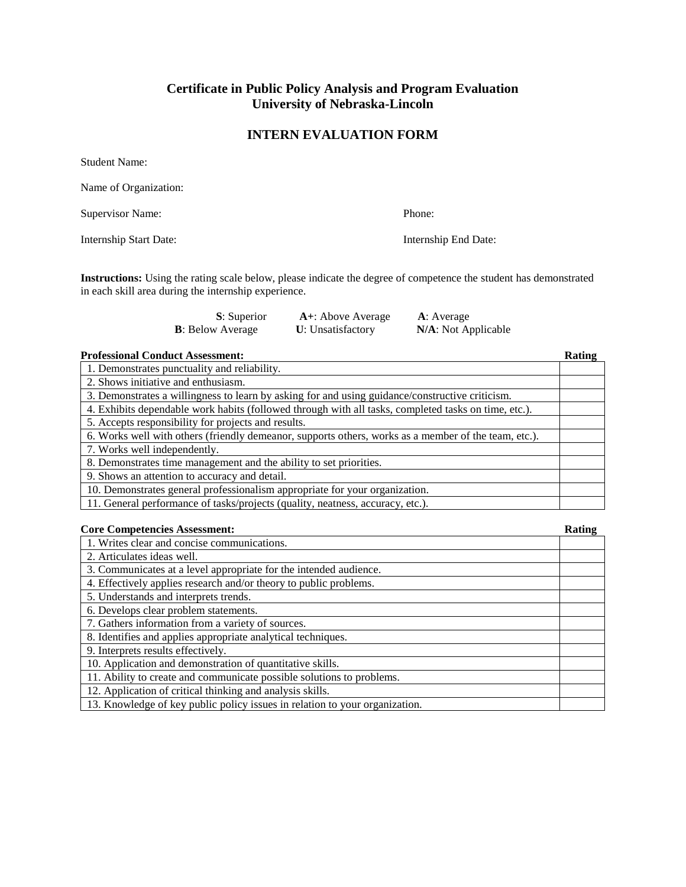# Certificate in Public Policy Analysis and Program Evaluation
# University of Nebraska-Lincoln

## INTERN EVALUATION FORM

Student Name:

Name of Organization:

Supervisor Name: Phone:

Internship Start Date: Internship End Date:

**Instructions:** Using the rating scale below, please indicate the degree of competence the student has demonstrated in each skill area during the internship experience.

**S**: Superior **A+**: Above Average **A**: Average
**B**: Below Average **U**: Unsatisfactory **N/A**: Not Applicable

| Professional Conduct Assessment: | Rating |
|---|---|
| 1. Demonstrates punctuality and reliability. | |
| 2. Shows initiative and enthusiasm. | |
| 3. Demonstrates a willingness to learn by asking for and using guidance/constructive criticism. | |
| 4. Exhibits dependable work habits (followed through with all tasks, completed tasks on time, etc.). | |
| 5. Accepts responsibility for projects and results. | |
| 6. Works well with others (friendly demeanor, supports others, works as a member of the team, etc.). | |
| 7. Works well independently. | |
| 8. Demonstrates time management and the ability to set priorities. | |
| 9. Shows an attention to accuracy and detail. | |
| 10. Demonstrates general professionalism appropriate for your organization. | |
| 11. General performance of tasks/projects (quality, neatness, accuracy, etc.). | |

| Core Competencies Assessment: | Rating |
|---|---|
| 1. Writes clear and concise communications. | |
| 2. Articulates ideas well. | |
| 3. Communicates at a level appropriate for the intended audience. | |
| 4. Effectively applies research and/or theory to public problems. | |
| 5. Understands and interprets trends. | |
| 6. Develops clear problem statements. | |
| 7. Gathers information from a variety of sources. | |
| 8. Identifies and applies appropriate analytical techniques. | |
| 9. Interprets results effectively. | |
| 10. Application and demonstration of quantitative skills. | |
| 11. Ability to create and communicate possible solutions to problems. | |
| 12. Application of critical thinking and analysis skills. | |
| 13. Knowledge of key public policy issues in relation to your organization. | |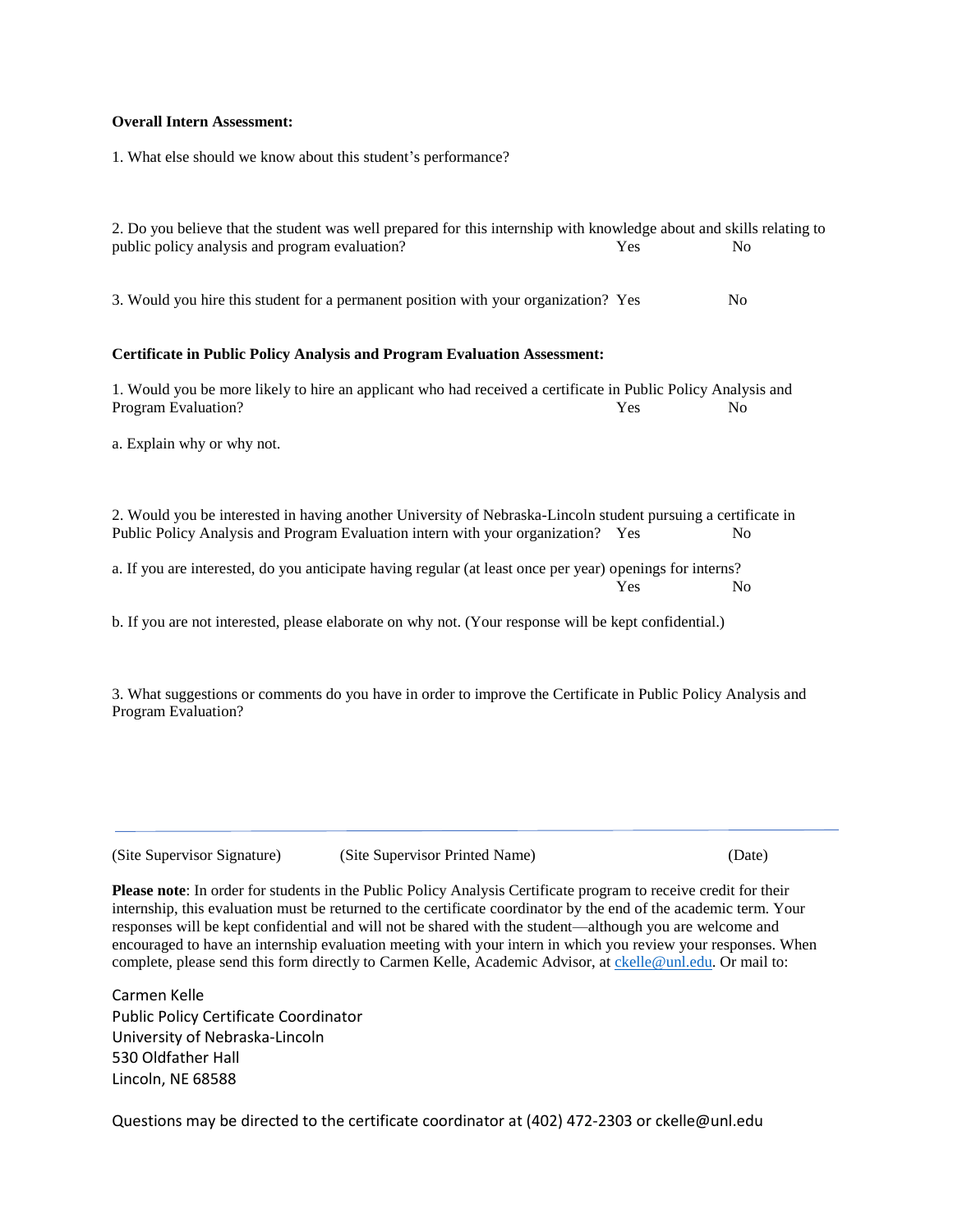**Overall Intern Assessment:**

1. What else should we know about this student's performance?

2. Do you believe that the student was well prepared for this internship with knowledge about and skills relating to public policy analysis and program evaluation? Yes No

3. Would you hire this student for a permanent position with your organization? Yes No

**Certificate in Public Policy Analysis and Program Evaluation Assessment:**

1. Would you be more likely to hire an applicant who had received a certificate in Public Policy Analysis and Program Evaluation? Yes No

a. Explain why or why not.

2. Would you be interested in having another University of Nebraska-Lincoln student pursuing a certificate in Public Policy Analysis and Program Evaluation intern with your organization? Yes No

a. If you are interested, do you anticipate having regular (at least once per year) openings for interns? Yes No

b. If you are not interested, please elaborate on why not. (Your response will be kept confidential.)

3. What suggestions or comments do you have in order to improve the Certificate in Public Policy Analysis and Program Evaluation?

(Site Supervisor Signature) (Site Supervisor Printed Name) (Date)

**Please note**: In order for students in the Public Policy Analysis Certificate program to receive credit for their internship, this evaluation must be returned to the certificate coordinator by the end of the academic term. Your responses will be kept confidential and will not be shared with the student—although you are welcome and encouraged to have an internship evaluation meeting with your intern in which you review your responses. When complete, please send this form directly to Carmen Kelle, Academic Advisor, at ckelle@unl.edu. Or mail to:

Carmen Kelle
Public Policy Certificate Coordinator
University of Nebraska-Lincoln
530 Oldfather Hall
Lincoln, NE 68588

Questions may be directed to the certificate coordinator at (402) 472-2303 or ckelle@unl.edu